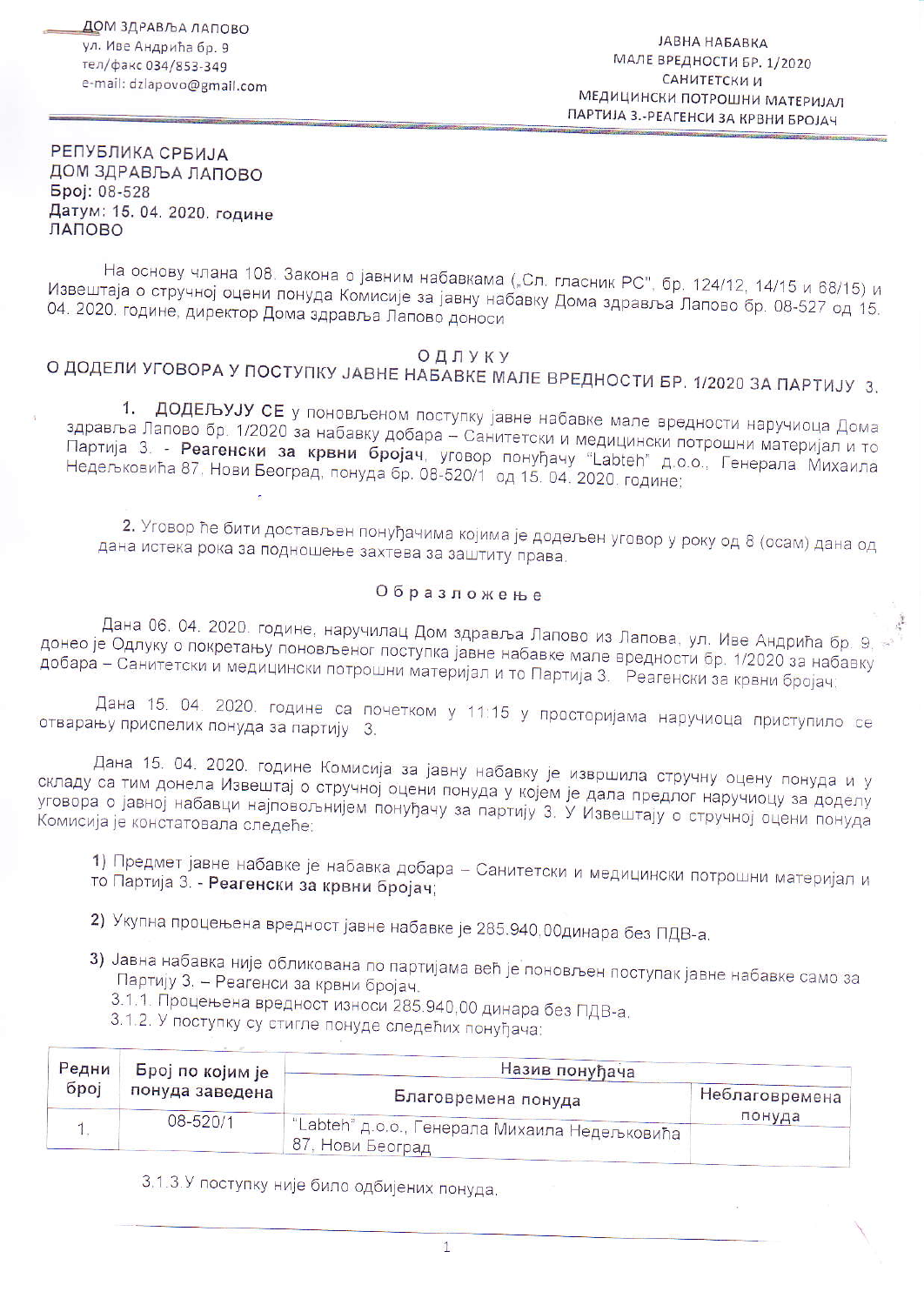ДОМ ЗДРАВЉА ЛАПОВО
ул. Иве Андрића бр. 9
тел/факс 034/853-349
e-mail: dzlapovo@gmail.com

ЈАВНА НАБАВКА
МАЛЕ ВРЕДНОСТИ БР. 1/2020
САНИТЕТСКИ И
МЕДИЦИНСКИ ПОТРОШНИ МАТЕРИЈАЛ
ПАРТИЈА 3.-РЕАГЕНСИ ЗА КРВНИ БРОЈАЧ

**РЕПУБЛИКА СРБИЈА**
**ДОМ ЗДРАВЉА ЛАПОВО**
**Број: 08-528**
**Датум: 15. 04. 2020. године**
**ЛАПОВО**

На основу члана 108. Закона о јавним набавкама („Сл. гласник РС", бр. 124/12, 14/15 и 68/15) и Извештаја о стручној оцени понуда Комисије за јавну набавку Дома здравља Лапово бр. 08-527 од 15. 04. 2020. године, директор Дома здравља Лапово доноси

## О Д Л У К У
## О ДОДЕЛИ УГОВОРА У ПОСТУПКУ ЈАВНЕ НАБАВКЕ МАЛЕ ВРЕДНОСТИ БР. 1/2020 ЗА ПАРТИЈУ 3.

1. **ДОДЕЉУЈУ СЕ** у поновљеном поступку јавне набавке мале вредности наручиоца Дома здравља Лапово бр. 1/2020 за набавку добара – Санитетски и медицински потрошни материјал и то Партија 3. - **Реагенски за крвни бројач**, уговор понуђачу "Labteh" д.о.о., Генерала Михаила Недељковића 87, Нови Београд, понуда бр. 08-520/1 од 15. 04. 2020. године;

2. Уговор ће бити достављен понуђачима којима је додељен уговор у року од 8 (осам) дана од дана истека рока за подношење захтева за заштиту права.

### О б р а з л о ж е њ е

Дана 06. 04. 2020. године, наручилац Дом здравља Лапово из Лапова, ул. Иве Андрића бр. 9, донео је Одлуку о покретању поновљеног поступка јавне набавке мале вредности бр. 1/2020 за набавку добара – Санитетски и медицински потрошни материјал и то Партија 3. Реагенски за крвни бројач.

Дана 15. 04. 2020. године са почетком у 11:15 у просторијама наручиоца приступило се отварању приспелих понуда за партију 3.

Дана 15. 04. 2020. године Комисија за јавну набавку је извршила стручну оцену понуда и у складу са тим донела Извештај о стручној оцени понуда у којем је дала предлог наручиоцу за доделу уговора о јавној набавци најповољнијем понуђачу за партију 3. У Извештају о стручној оцени понуда Комисија је констатовала следеће:

1) Предмет јавне набавке је набавка добара – Санитетски и медицински потрошни материјал и то Партија 3. - **Реагенски за крвни бројач**;

2) Укупна процењена вредност јавне набавке је 285.940,00динара без ПДВ-а.

3) Јавна набавка није обликована по партијама већ је поновљен поступак јавне набавке само за Партију 3. – Реагенси за крвни бројач.
   3.1.1. Процењена вредност износи 285.940,00 динара без ПДВ-а.
   3.1.2. У поступку су стигле понуде следећих понуђача:

| Редни број | Број по којим је понуда заведена | Назив понуђача | |
|---|---|---|---|
| | | Благовремена понуда | Неблаговремена понуда |
| 1. | 08-520/1 | "Labteh" д.о.о., Генерала Михаила Недељковића 87, Нови Београд | |

3.1.3.У поступку није било одбијених понуда.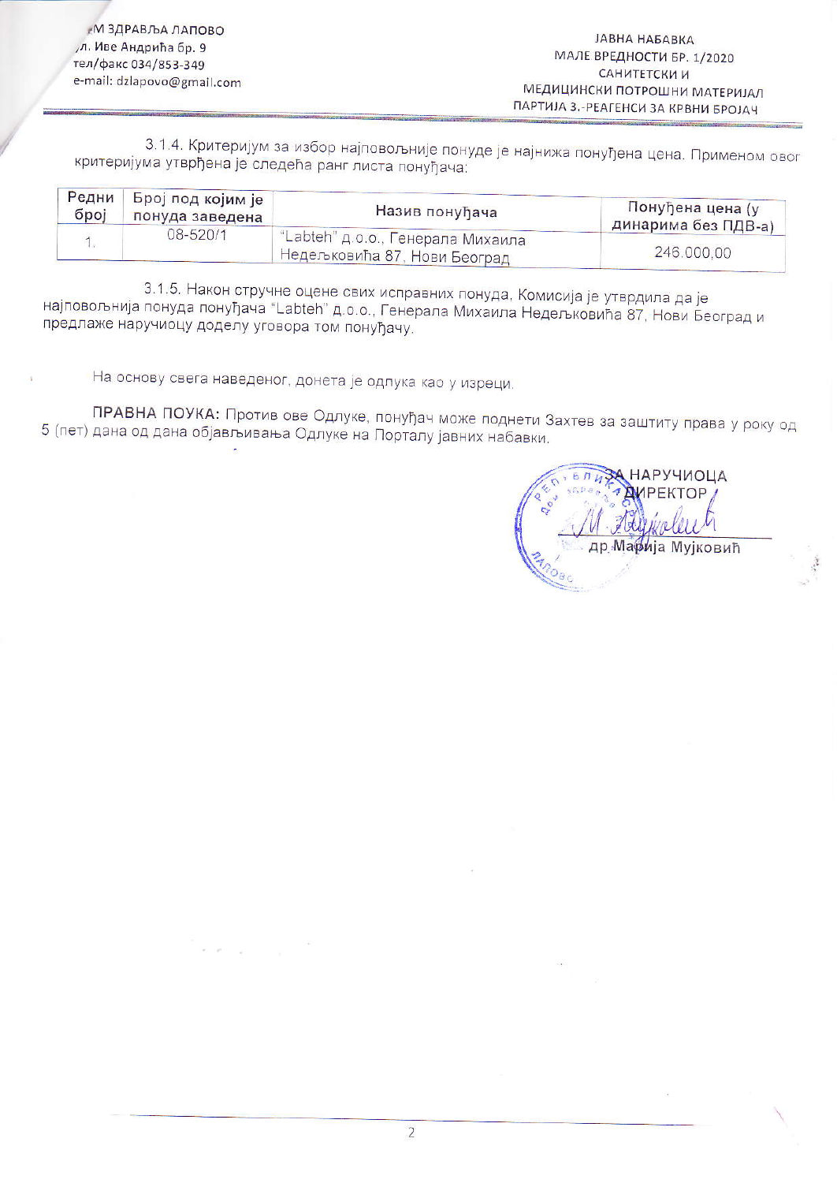3.1.4. Критеријум за избор најповољније понуде је најнижа понуђена цена. Применом овог критеријума утврђена је следећа ранг листа понуђача:

| Редни број | Број под којим је понуда заведена | Назив понуђача | Понуђена цена (у динарима без ПДВ-а) |
|---|---|---|---|
| 1. | 08-520/1 | "Labteh" д.о.о., Генерала Михаила Недељковића 87, Нови Београд | 246.000,00 |

3.1.5. Након стручне оцене свих исправних понуда, Комисија је утврдила да је најповољнија понуда понуђача "Labteh" д.о.о., Генерала Михаила Недељковића 87, Нови Београд и предлаже наручиоцу доделу уговора том понуђачу.

На основу свега наведеног, донета је одлука као у изреци.

**ПРАВНА ПОУКА:** Против ове Одлуке, понуђач може поднети Захтев за заштиту права у року од 5 (пет) дана од дана објављивања Одлуке на Порталу јавних набавки.

ЗА НАРУЧИОЦА
ДИРЕКТОР

др Марија Мујковић